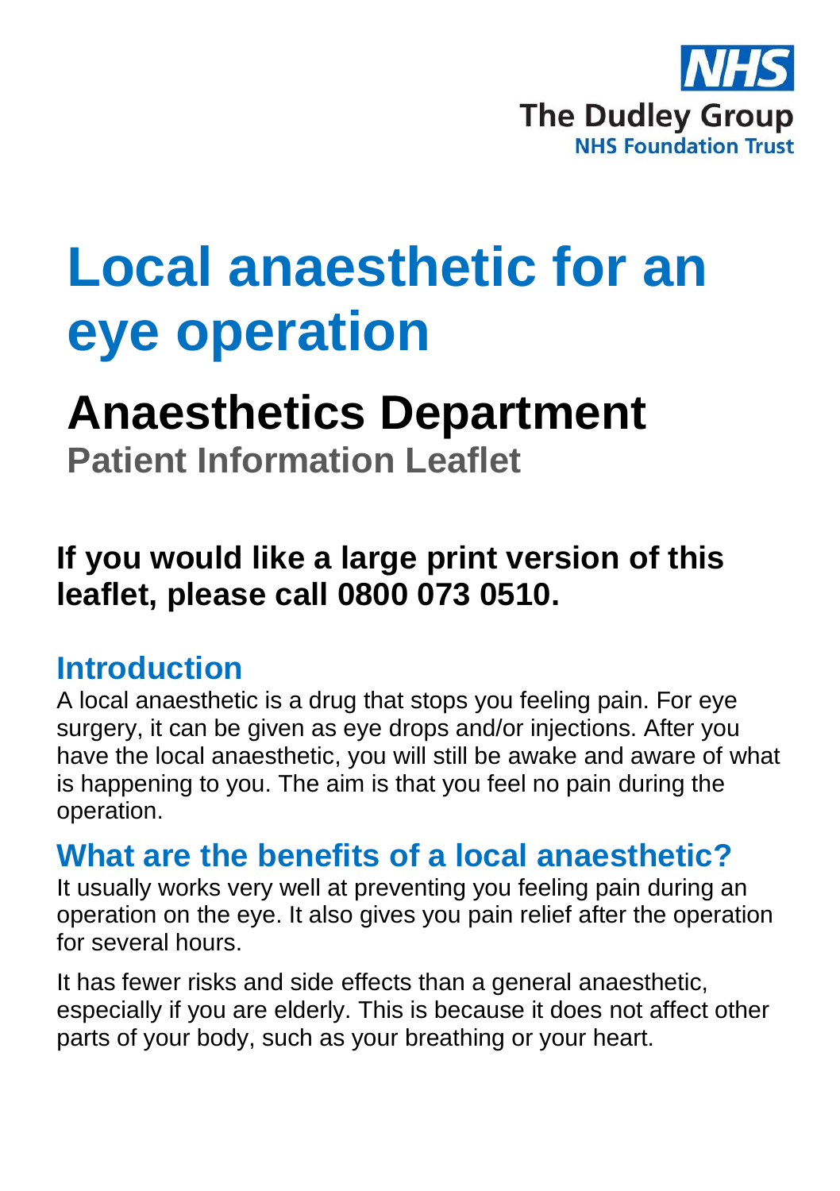NHS
The Dudley Group
NHS Foundation Trust

# Local anaesthetic for an eye operation

## Anaesthetics Department

**Patient Information Leaflet**

**If you would like a large print version of this leaflet, please call 0800 073 0510.**

### Introduction

A local anaesthetic is a drug that stops you feeling pain. For eye surgery, it can be given as eye drops and/or injections. After you have the local anaesthetic, you will still be awake and aware of what is happening to you. The aim is that you feel no pain during the operation.

### What are the benefits of a local anaesthetic?

It usually works very well at preventing you feeling pain during an operation on the eye. It also gives you pain relief after the operation for several hours.

It has fewer risks and side effects than a general anaesthetic, especially if you are elderly. This is because it does not affect other parts of your body, such as your breathing or your heart.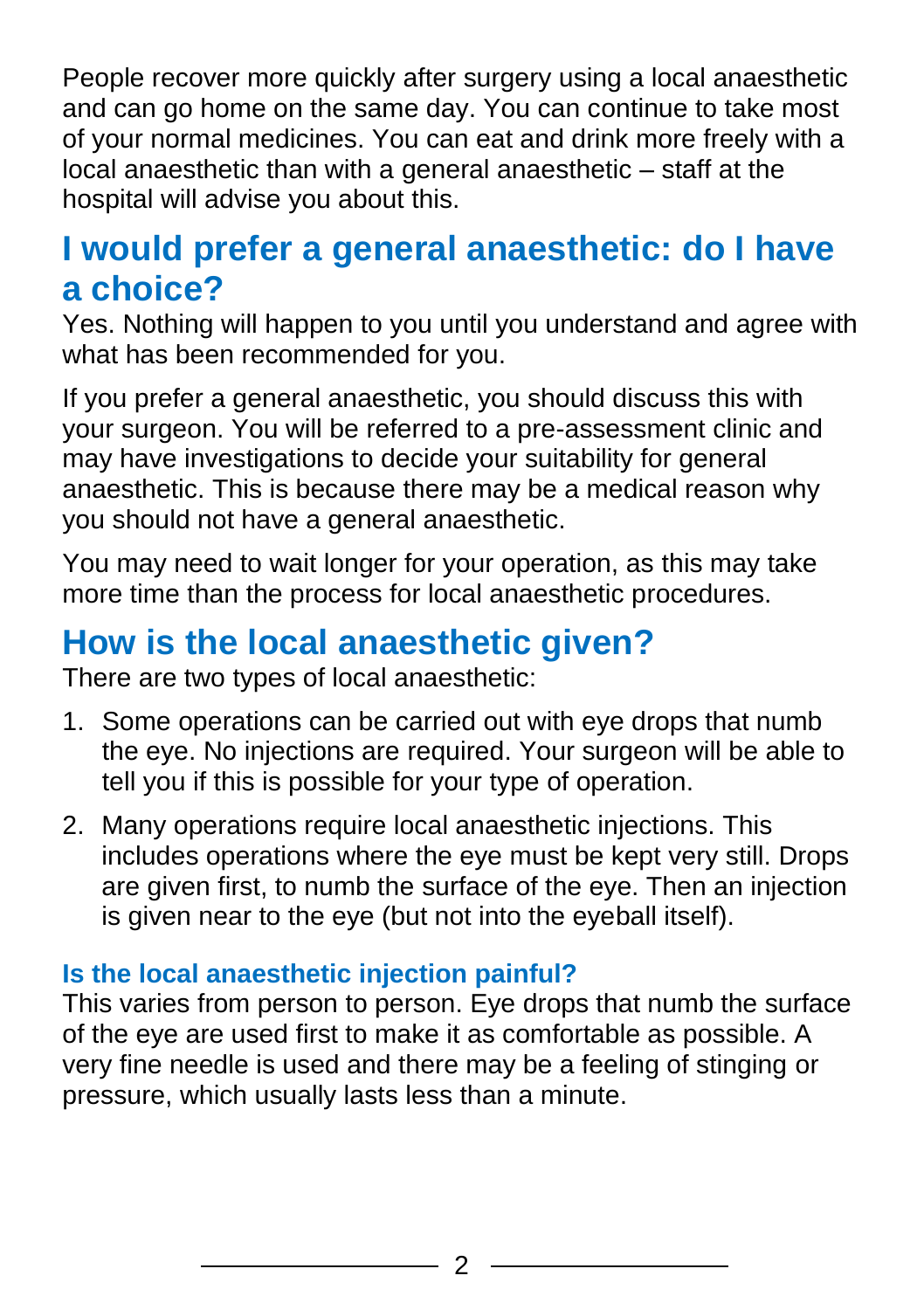People recover more quickly after surgery using a local anaesthetic and can go home on the same day. You can continue to take most of your normal medicines. You can eat and drink more freely with a local anaesthetic than with a general anaesthetic – staff at the hospital will advise you about this.

## I would prefer a general anaesthetic: do I have a choice?

Yes. Nothing will happen to you until you understand and agree with what has been recommended for you.

If you prefer a general anaesthetic, you should discuss this with your surgeon. You will be referred to a pre-assessment clinic and may have investigations to decide your suitability for general anaesthetic. This is because there may be a medical reason why you should not have a general anaesthetic.

You may need to wait longer for your operation, as this may take more time than the process for local anaesthetic procedures.

## How is the local anaesthetic given?

There are two types of local anaesthetic:

1. Some operations can be carried out with eye drops that numb the eye. No injections are required. Your surgeon will be able to tell you if this is possible for your type of operation.
2. Many operations require local anaesthetic injections. This includes operations where the eye must be kept very still. Drops are given first, to numb the surface of the eye. Then an injection is given near to the eye (but not into the eyeball itself).

### Is the local anaesthetic injection painful?

This varies from person to person. Eye drops that numb the surface of the eye are used first to make it as comfortable as possible. A very fine needle is used and there may be a feeling of stinging or pressure, which usually lasts less than a minute.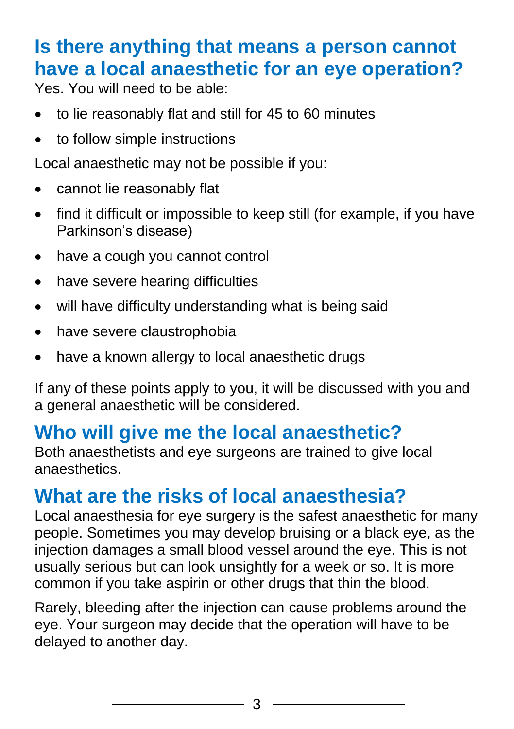## Is there anything that means a person cannot have a local anaesthetic for an eye operation?

Yes. You will need to be able:

- to lie reasonably flat and still for 45 to 60 minutes
- to follow simple instructions

Local anaesthetic may not be possible if you:

- cannot lie reasonably flat
- find it difficult or impossible to keep still (for example, if you have Parkinson's disease)
- have a cough you cannot control
- have severe hearing difficulties
- will have difficulty understanding what is being said
- have severe claustrophobia
- have a known allergy to local anaesthetic drugs

If any of these points apply to you, it will be discussed with you and a general anaesthetic will be considered.

## Who will give me the local anaesthetic?

Both anaesthetists and eye surgeons are trained to give local anaesthetics.

## What are the risks of local anaesthesia?

Local anaesthesia for eye surgery is the safest anaesthetic for many people. Sometimes you may develop bruising or a black eye, as the injection damages a small blood vessel around the eye. This is not usually serious but can look unsightly for a week or so. It is more common if you take aspirin or other drugs that thin the blood.

Rarely, bleeding after the injection can cause problems around the eye. Your surgeon may decide that the operation will have to be delayed to another day.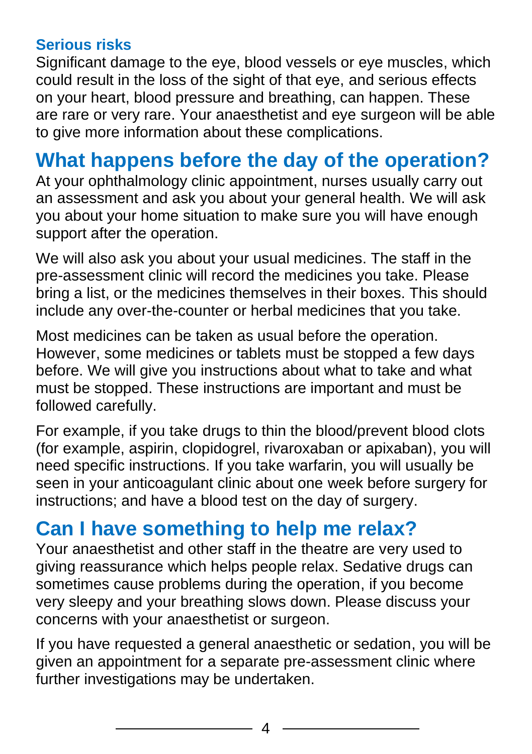### Serious risks

Significant damage to the eye, blood vessels or eye muscles, which could result in the loss of the sight of that eye, and serious effects on your heart, blood pressure and breathing, can happen. These are rare or very rare. Your anaesthetist and eye surgeon will be able to give more information about these complications.

## What happens before the day of the operation?

At your ophthalmology clinic appointment, nurses usually carry out an assessment and ask you about your general health. We will ask you about your home situation to make sure you will have enough support after the operation.

We will also ask you about your usual medicines. The staff in the pre-assessment clinic will record the medicines you take. Please bring a list, or the medicines themselves in their boxes. This should include any over-the-counter or herbal medicines that you take.

Most medicines can be taken as usual before the operation. However, some medicines or tablets must be stopped a few days before. We will give you instructions about what to take and what must be stopped. These instructions are important and must be followed carefully.

For example, if you take drugs to thin the blood/prevent blood clots (for example, aspirin, clopidogrel, rivaroxaban or apixaban), you will need specific instructions. If you take warfarin, you will usually be seen in your anticoagulant clinic about one week before surgery for instructions; and have a blood test on the day of surgery.

## Can I have something to help me relax?

Your anaesthetist and other staff in the theatre are very used to giving reassurance which helps people relax. Sedative drugs can sometimes cause problems during the operation, if you become very sleepy and your breathing slows down. Please discuss your concerns with your anaesthetist or surgeon.

If you have requested a general anaesthetic or sedation, you will be given an appointment for a separate pre-assessment clinic where further investigations may be undertaken.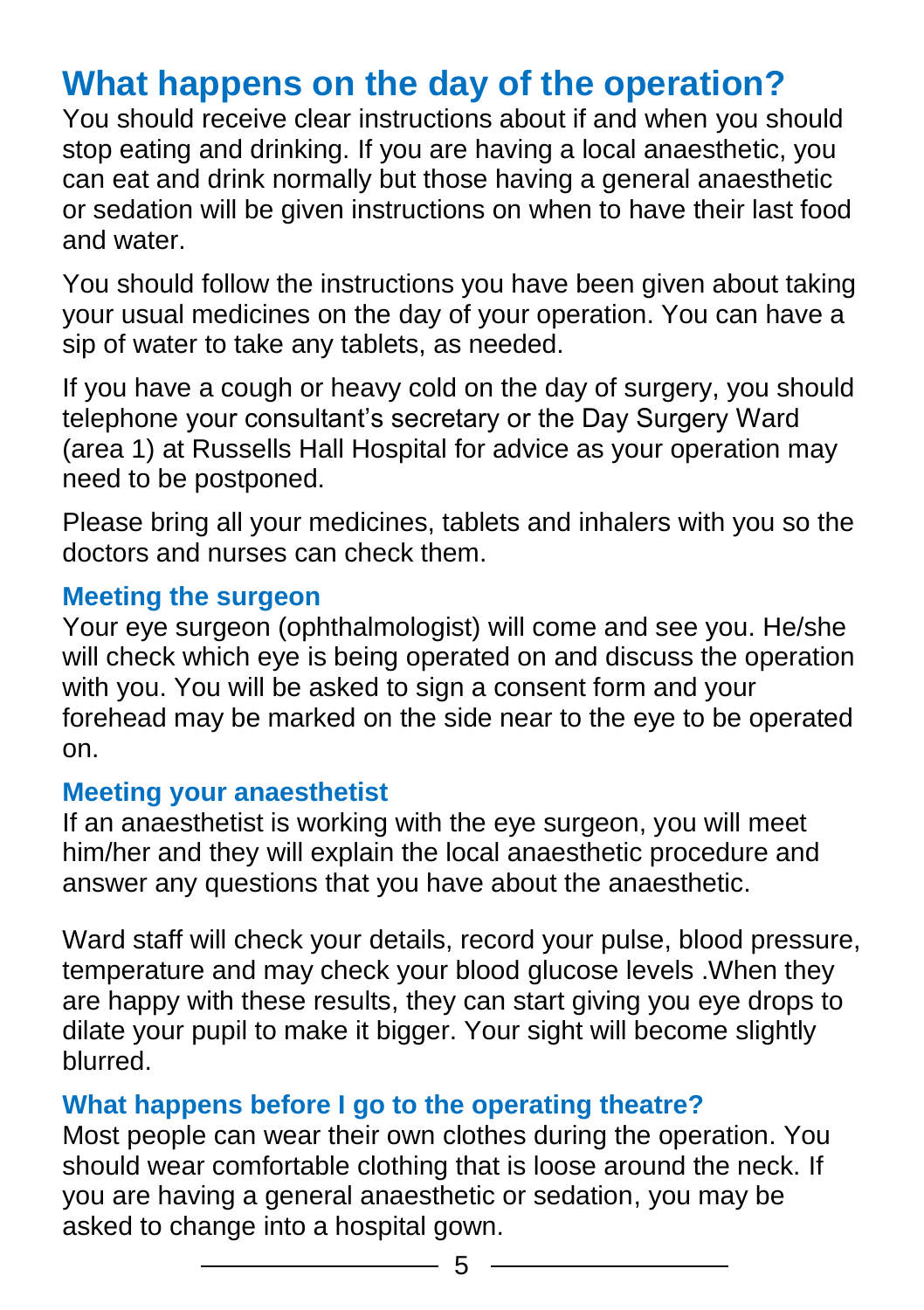## What happens on the day of the operation?

You should receive clear instructions about if and when you should stop eating and drinking. If you are having a local anaesthetic, you can eat and drink normally but those having a general anaesthetic or sedation will be given instructions on when to have their last food and water.

You should follow the instructions you have been given about taking your usual medicines on the day of your operation. You can have a sip of water to take any tablets, as needed.

If you have a cough or heavy cold on the day of surgery, you should telephone your consultant's secretary or the Day Surgery Ward (area 1) at Russells Hall Hospital for advice as your operation may need to be postponed.

Please bring all your medicines, tablets and inhalers with you so the doctors and nurses can check them.

### Meeting the surgeon

Your eye surgeon (ophthalmologist) will come and see you. He/she will check which eye is being operated on and discuss the operation with you. You will be asked to sign a consent form and your forehead may be marked on the side near to the eye to be operated on.

### Meeting your anaesthetist

If an anaesthetist is working with the eye surgeon, you will meet him/her and they will explain the local anaesthetic procedure and answer any questions that you have about the anaesthetic.

Ward staff will check your details, record your pulse, blood pressure, temperature and may check your blood glucose levels .When they are happy with these results, they can start giving you eye drops to dilate your pupil to make it bigger. Your sight will become slightly blurred.

### What happens before I go to the operating theatre?

Most people can wear their own clothes during the operation. You should wear comfortable clothing that is loose around the neck. If you are having a general anaesthetic or sedation, you may be asked to change into a hospital gown.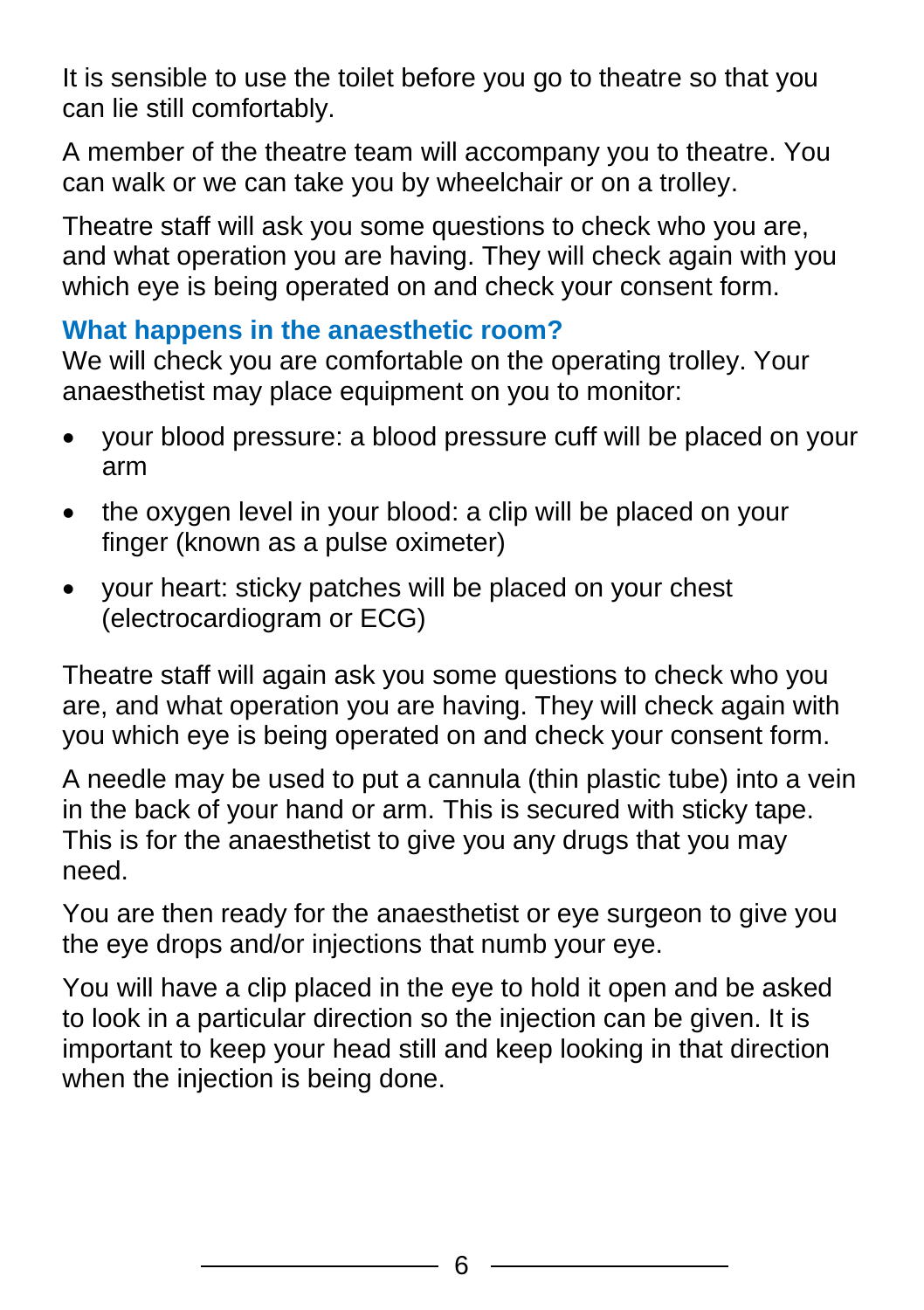It is sensible to use the toilet before you go to theatre so that you can lie still comfortably.

A member of the theatre team will accompany you to theatre. You can walk or we can take you by wheelchair or on a trolley.

Theatre staff will ask you some questions to check who you are, and what operation you are having. They will check again with you which eye is being operated on and check your consent form.

## What happens in the anaesthetic room?

We will check you are comfortable on the operating trolley. Your anaesthetist may place equipment on you to monitor:

- your blood pressure: a blood pressure cuff will be placed on your arm
- the oxygen level in your blood: a clip will be placed on your finger (known as a pulse oximeter)
- your heart: sticky patches will be placed on your chest (electrocardiogram or ECG)

Theatre staff will again ask you some questions to check who you are, and what operation you are having. They will check again with you which eye is being operated on and check your consent form.

A needle may be used to put a cannula (thin plastic tube) into a vein in the back of your hand or arm. This is secured with sticky tape. This is for the anaesthetist to give you any drugs that you may need.

You are then ready for the anaesthetist or eye surgeon to give you the eye drops and/or injections that numb your eye.

You will have a clip placed in the eye to hold it open and be asked to look in a particular direction so the injection can be given. It is important to keep your head still and keep looking in that direction when the injection is being done.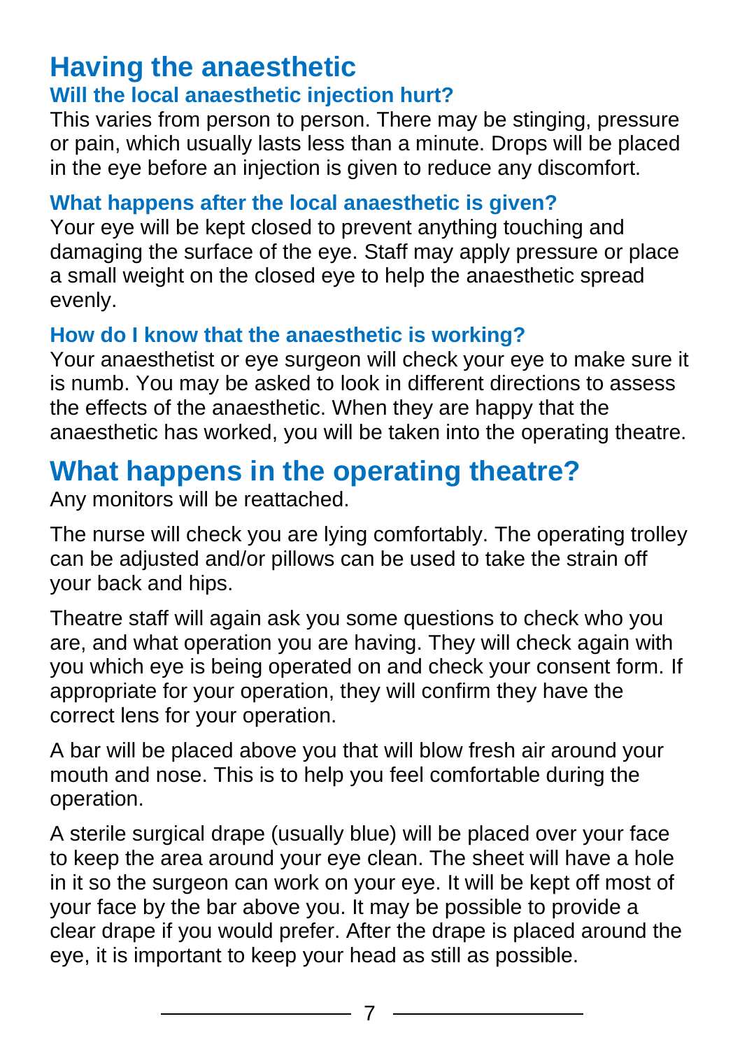# Having the anaesthetic

### Will the local anaesthetic injection hurt?

This varies from person to person. There may be stinging, pressure or pain, which usually lasts less than a minute. Drops will be placed in the eye before an injection is given to reduce any discomfort.

### What happens after the local anaesthetic is given?

Your eye will be kept closed to prevent anything touching and damaging the surface of the eye. Staff may apply pressure or place a small weight on the closed eye to help the anaesthetic spread evenly.

### How do I know that the anaesthetic is working?

Your anaesthetist or eye surgeon will check your eye to make sure it is numb. You may be asked to look in different directions to assess the effects of the anaesthetic. When they are happy that the anaesthetic has worked, you will be taken into the operating theatre.

# What happens in the operating theatre?

Any monitors will be reattached.

The nurse will check you are lying comfortably. The operating trolley can be adjusted and/or pillows can be used to take the strain off your back and hips.

Theatre staff will again ask you some questions to check who you are, and what operation you are having. They will check again with you which eye is being operated on and check your consent form. If appropriate for your operation, they will confirm they have the correct lens for your operation.

A bar will be placed above you that will blow fresh air around your mouth and nose. This is to help you feel comfortable during the operation.

A sterile surgical drape (usually blue) will be placed over your face to keep the area around your eye clean. The sheet will have a hole in it so the surgeon can work on your eye. It will be kept off most of your face by the bar above you. It may be possible to provide a clear drape if you would prefer. After the drape is placed around the eye, it is important to keep your head as still as possible.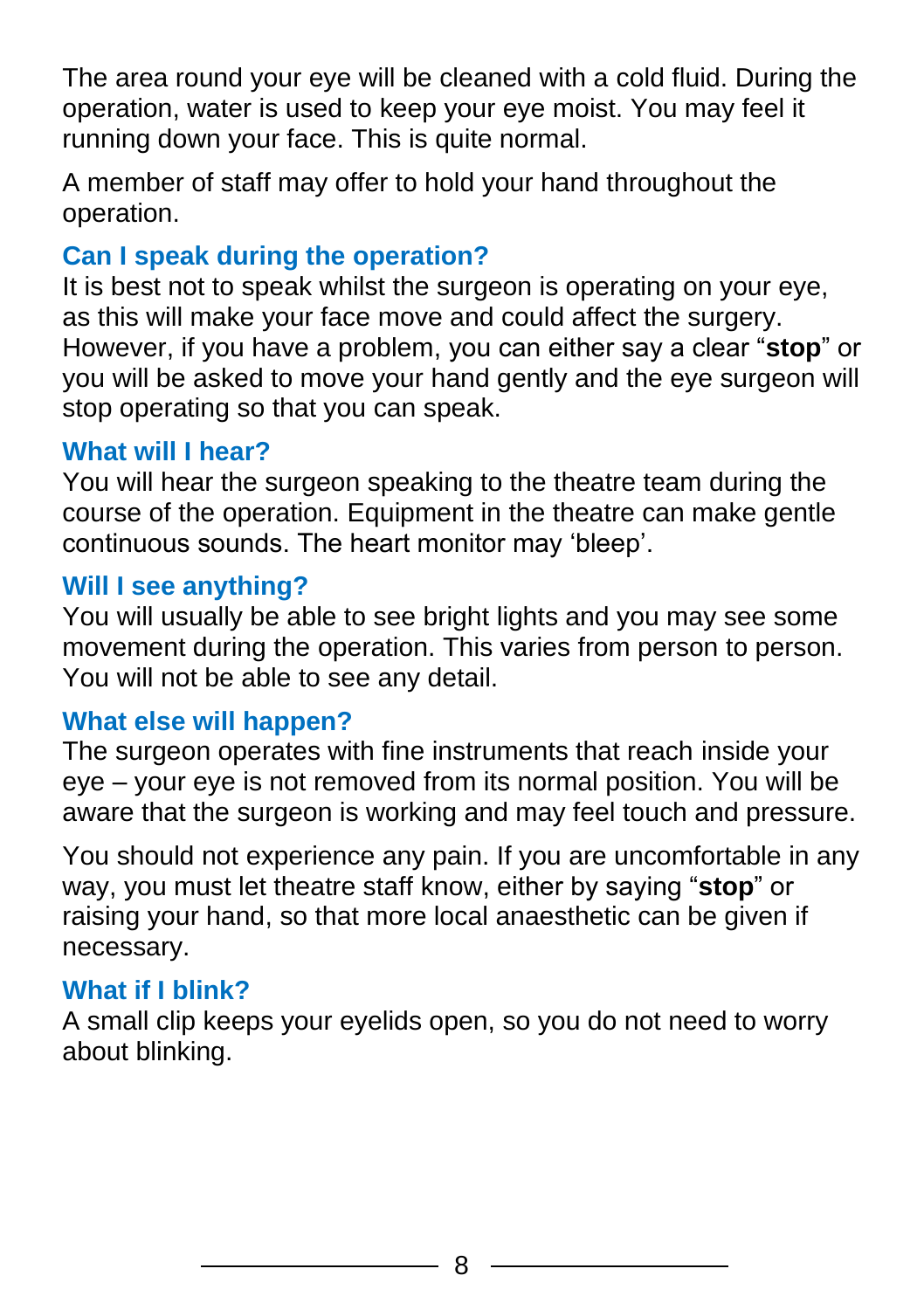The area round your eye will be cleaned with a cold fluid. During the operation, water is used to keep your eye moist. You may feel it running down your face. This is quite normal.

A member of staff may offer to hold your hand throughout the operation.

### Can I speak during the operation?

It is best not to speak whilst the surgeon is operating on your eye, as this will make your face move and could affect the surgery. However, if you have a problem, you can either say a clear "**stop**" or you will be asked to move your hand gently and the eye surgeon will stop operating so that you can speak.

### What will I hear?

You will hear the surgeon speaking to the theatre team during the course of the operation. Equipment in the theatre can make gentle continuous sounds. The heart monitor may 'bleep'.

### Will I see anything?

You will usually be able to see bright lights and you may see some movement during the operation. This varies from person to person. You will not be able to see any detail.

### What else will happen?

The surgeon operates with fine instruments that reach inside your eye – your eye is not removed from its normal position. You will be aware that the surgeon is working and may feel touch and pressure.

You should not experience any pain. If you are uncomfortable in any way, you must let theatre staff know, either by saying "**stop**" or raising your hand, so that more local anaesthetic can be given if necessary.

### What if I blink?

A small clip keeps your eyelids open, so you do not need to worry about blinking.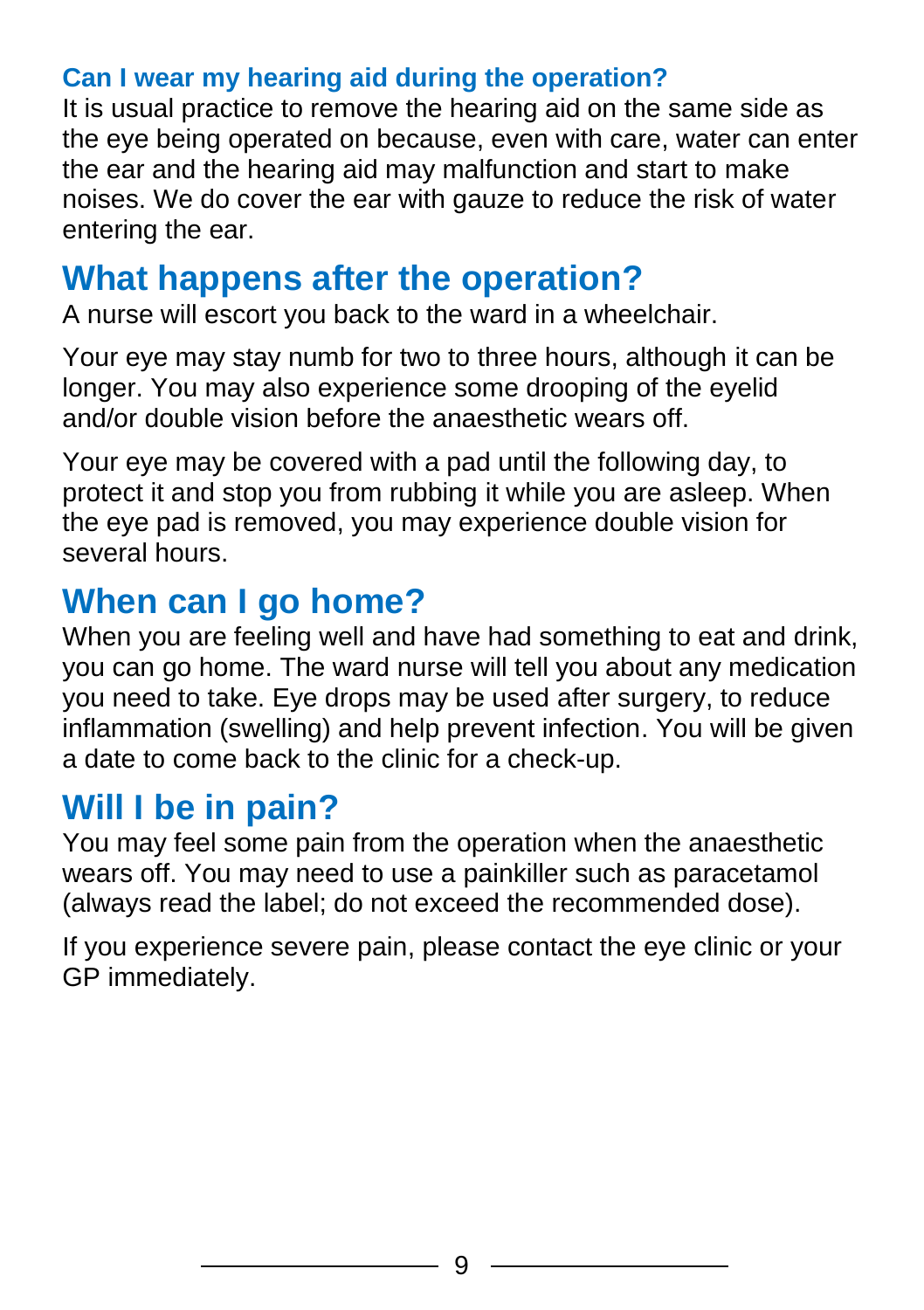### Can I wear my hearing aid during the operation?

It is usual practice to remove the hearing aid on the same side as the eye being operated on because, even with care, water can enter the ear and the hearing aid may malfunction and start to make noises. We do cover the ear with gauze to reduce the risk of water entering the ear.

## What happens after the operation?

A nurse will escort you back to the ward in a wheelchair.

Your eye may stay numb for two to three hours, although it can be longer. You may also experience some drooping of the eyelid and/or double vision before the anaesthetic wears off.

Your eye may be covered with a pad until the following day, to protect it and stop you from rubbing it while you are asleep. When the eye pad is removed, you may experience double vision for several hours.

## When can I go home?

When you are feeling well and have had something to eat and drink, you can go home. The ward nurse will tell you about any medication you need to take. Eye drops may be used after surgery, to reduce inflammation (swelling) and help prevent infection. You will be given a date to come back to the clinic for a check-up.

## Will I be in pain?

You may feel some pain from the operation when the anaesthetic wears off. You may need to use a painkiller such as paracetamol (always read the label; do not exceed the recommended dose).

If you experience severe pain, please contact the eye clinic or your GP immediately.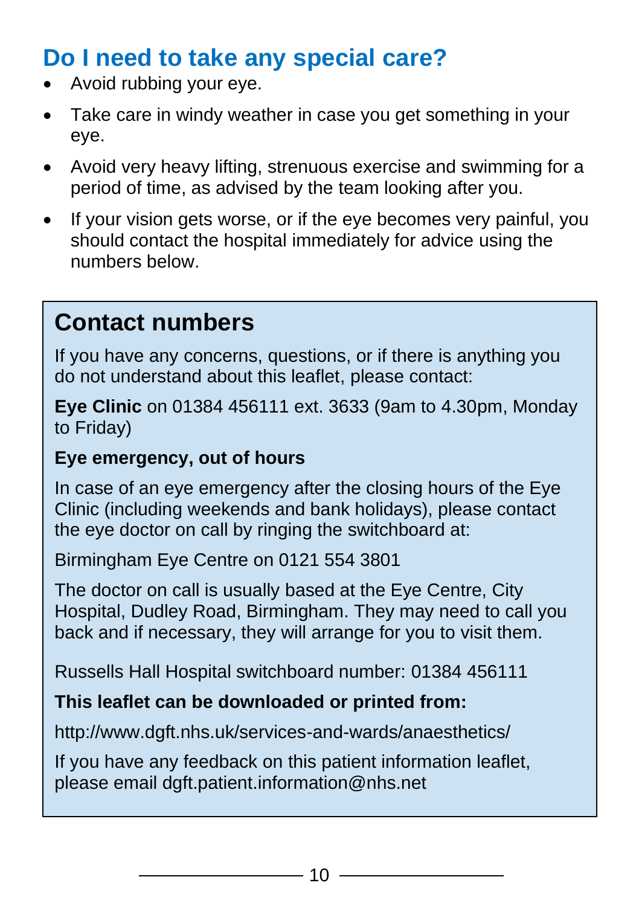## Do I need to take any special care?

- Avoid rubbing your eye.
- Take care in windy weather in case you get something in your eye.
- Avoid very heavy lifting, strenuous exercise and swimming for a period of time, as advised by the team looking after you.
- If your vision gets worse, or if the eye becomes very painful, you should contact the hospital immediately for advice using the numbers below.

## Contact numbers

If you have any concerns, questions, or if there is anything you do not understand about this leaflet, please contact:

**Eye Clinic** on 01384 456111 ext. 3633 (9am to 4.30pm, Monday to Friday)

**Eye emergency, out of hours**

In case of an eye emergency after the closing hours of the Eye Clinic (including weekends and bank holidays), please contact the eye doctor on call by ringing the switchboard at:

Birmingham Eye Centre on 0121 554 3801

The doctor on call is usually based at the Eye Centre, City Hospital, Dudley Road, Birmingham. They may need to call you back and if necessary, they will arrange for you to visit them.

Russells Hall Hospital switchboard number: 01384 456111

**This leaflet can be downloaded or printed from:**

http://www.dgft.nhs.uk/services-and-wards/anaesthetics/

If you have any feedback on this patient information leaflet, please email dgft.patient.information@nhs.net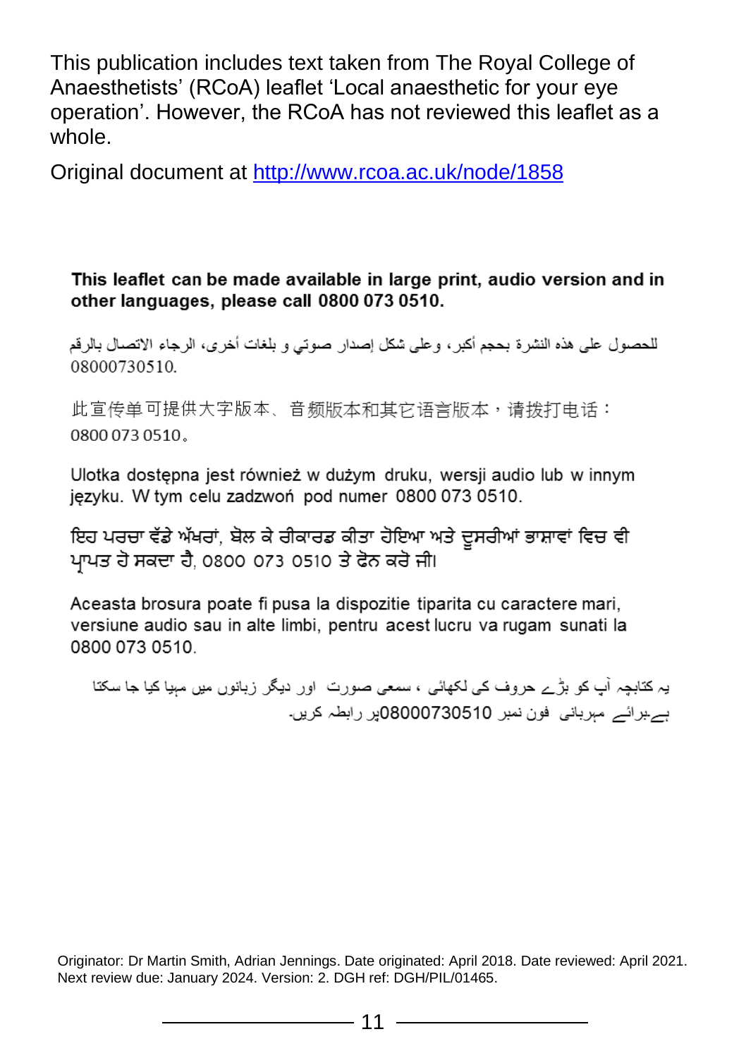This publication includes text taken from The Royal College of Anaesthetists' (RCoA) leaflet 'Local anaesthetic for your eye operation'. However, the RCoA has not reviewed this leaflet as a whole.

Original document at [http://www.rcoa.ac.uk/node/1858](http://www.rcoa.ac.uk/node/1858)

**This leaflet can be made available in large print, audio version and in other languages, please call 0800 073 0510.**

للحصول على هذه النشرة بحجم أكبر، وعلى شكل إصدار صوتي و بلغات أخرى، الرجاء الاتصال بالرقم 08000730510.

此宣传单可提供大字版本、音频版本和其它语言版本，请拨打电话：0800 073 0510。

Ulotka dostępna jest również w dużym druku, wersji audio lub w innym języku. W tym celu zadzwoń pod numer 0800 073 0510.

ਇਹ ਪਰਚਾ ਵੱਡੇ ਅੱਖਰਾਂ, ਬੋਲ ਕੇ ਰੀਕਾਰਡ ਕੀਤਾ ਹੋਇਆ ਅਤੇ ਦੂਸਰੀਆਂ ਭਾਸ਼ਾਵਾਂ ਵਿਚ ਵੀ ਪ੍ਰਾਪਤ ਹੋ ਸਕਦਾ ਹੈ, 0800 073 0510 ਤੇ ਫੋਨ ਕਰੋ ਜੀ।

Aceasta brosura poate fi pusa la dispozitie tiparita cu caractere mari, versiune audio sau in alte limbi, pentru acest lucru va rugam sunati la 0800 073 0510.

یہ کتابچہ آپ کو بڑے حروف کی لکھائی ، سمعی صورت اور دیگر زبانوں میں مہیا کیا جا سکتا ہے۔برائے مہربانی فون نمبر 08000730510پر رابطہ کریں۔

Originator: Dr Martin Smith, Adrian Jennings. Date originated: April 2018. Date reviewed: April 2021. Next review due: January 2024. Version: 2. DGH ref: DGH/PIL/01465.